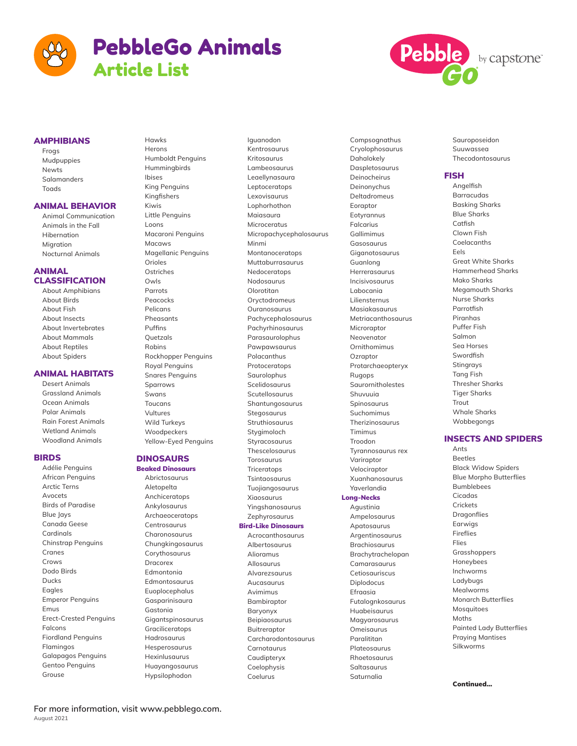# PebbleGo Animals
## Article List

### AMPHIBIANS
- Frogs
- Mudpuppies
- Newts
- Salamanders
- Toads

### ANIMAL BEHAVIOR
- Animal Communication
- Animals in the Fall
- Hibernation
- Migration
- Nocturnal Animals

### ANIMAL CLASSIFICATION
- About Amphibians
- About Birds
- About Fish
- About Insects
- About Invertebrates
- About Mammals
- About Reptiles
- About Spiders

### ANIMAL HABITATS
- Desert Animals
- Grassland Animals
- Ocean Animals
- Polar Animals
- Rain Forest Animals
- Wetland Animals
- Woodland Animals

### BIRDS
- Adélie Penguins
- African Penguins
- Arctic Terns
- Avocets
- Birds of Paradise
- Blue Jays
- Canada Geese
- Cardinals
- Chinstrap Penguins
- Cranes
- Crows
- Dodo Birds
- Ducks
- Eagles
- Emperor Penguins
- Emus
- Erect-Crested Penguins
- Falcons
- Fiordland Penguins
- Flamingos
- Galapagos Penguins
- Gentoo Penguins
- Grouse
- Hawks
- Herons
- Humboldt Penguins
- Hummingbirds
- Ibises
- King Penguins
- Kingfishers
- Kiwis
- Little Penguins
- Loons
- Macaroni Penguins
- Macaws
- Magellanic Penguins
- Orioles
- Ostriches
- Owls
- Parrots
- Peacocks
- Pelicans
- Pheasants
- Puffins
- Quetzals
- Robins
- Rockhopper Penguins
- Royal Penguins
- Snares Penguins
- Sparrows
- Swans
- Toucans
- Vultures
- Wild Turkeys
- Woodpeckers
- Yellow-Eyed Penguins

### DINOSAURS

#### Beaked Dinosaurs
- Abrictosaurus
- Aletopelta
- Anchiceratops
- Ankylosaurus
- Archaeoceratops
- Centrosaurus
- Charonosaurus
- Chungkingosaurus
- Corythosaurus
- Dracorex
- Edmontonia
- Edmontosaurus
- Euoplocephalus
- Gasparinisaura
- Gastonia
- Gigantspinosaurus
- Graciliceratops
- Hadrosaurus
- Hesperosaurus
- Hexinlusaurus
- Huayangosaurus
- Hypsilophodon
- Iguanodon
- Kentrosaurus
- Kritosaurus
- Lambeosaurus
- Leaellynasaura
- Leptoceratops
- Lexovisaurus
- Lophorhothon
- Maiasaura
- Microceratus
- Micropachycephalosaurus
- Minmi
- Montanoceratops
- Muttaburrasaurus
- Nedoceratops
- Nodosaurus
- Olorotitan
- Oryctodromeus
- Ouranosaurus
- Pachycephalosaurus
- Pachyrhinosaurus
- Parasaurolophus
- Pawpawsaurus
- Polacanthus
- Protoceratops
- Saurolophus
- Scelidosaurus
- Scutellosaurus
- Shantungosaurus
- Stegosaurus
- Struthiosaurus
- Stygimoloch
- Styracosaurus
- Thescelosaurus
- Torosaurus
- Triceratops
- Tsintaosaurus
- Tuojiangosaurus
- Xiaosaurus
- Yingshanosaurus
- Zephyrosaurus

#### Bird-Like Dinosaurs
- Acrocanthosaurus
- Albertosaurus
- Alioramus
- Allosaurus
- Alvarezsaurus
- Aucasaurus
- Avimimus
- Bambiraptor
- Baryonyx
- Beipiaosaurus
- Buitreraptor
- Carcharodontosaurus
- Carnotaurus
- Caudipteryx
- Coelophysis
- Coelurus
- Compsognathus
- Cryolophosaurus
- Dahalokely
- Daspletosaurus
- Deinocheirus
- Deinonychus
- Deltadromeus
- Eoraptor
- Eotyrannus
- Falcarius
- Gallimimus
- Gasosaurus
- Giganotosaurus
- Guanlong
- Herrerasaurus
- Incisivosaurus
- Labocania
- Liliensternus
- Masiakasaurus
- Metriacanthosaurus
- Microraptor
- Neovenator
- Ornithomimus
- Ozraptor
- Protarchaeopteryx
- Rugops
- Saurornitholestes
- Shuvuuia
- Spinosaurus
- Suchomimus
- Therizinosaurus
- Timimus
- Troodon
- Tyrannosaurus rex
- Variraptor
- Velociraptor
- Xuanhanosaurus
- Yaverlandia

#### Long-Necks
- Agustinia
- Ampelosaurus
- Apatosaurus
- Argentinosaurus
- Brachiosaurus
- Brachytrachelopan
- Camarasaurus
- Cetiosauriscus
- Diplodocus
- Efraasia
- Futalognkosaurus
- Huabeisaurus
- Magyarosaurus
- Omeisaurus
- Paralititan
- Plateosaurus
- Rhoetosaurus
- Saltasaurus
- Saturnalia
- Sauroposeidon
- Suuwassea
- Thecodontosaurus

### FISH
- Angelfish
- Barracudas
- Basking Sharks
- Blue Sharks
- Catfish
- Clown Fish
- Coelacanths
- Eels
- Great White Sharks
- Hammerhead Sharks
- Mako Sharks
- Megamouth Sharks
- Nurse Sharks
- Parrotfish
- Piranhas
- Puffer Fish
- Salmon
- Sea Horses
- Swordfish
- Stingrays
- Tang Fish
- Thresher Sharks
- Tiger Sharks
- Trout
- Whale Sharks
- Wobbegongs

### INSECTS AND SPIDERS
- Ants
- Beetles
- Black Widow Spiders
- Blue Morpho Butterflies
- Bumblebees
- Cicadas
- Crickets
- Dragonflies
- Earwigs
- Fireflies
- Flies
- Grasshoppers
- Honeybees
- Inchworms
- Ladybugs
- Mealworms
- Monarch Butterflies
- Mosquitoes
- Moths
- Painted Lady Butterflies
- Praying Mantises
- Silkworms

**Continued...**

For more information, visit www.pebblego.com.

August 2021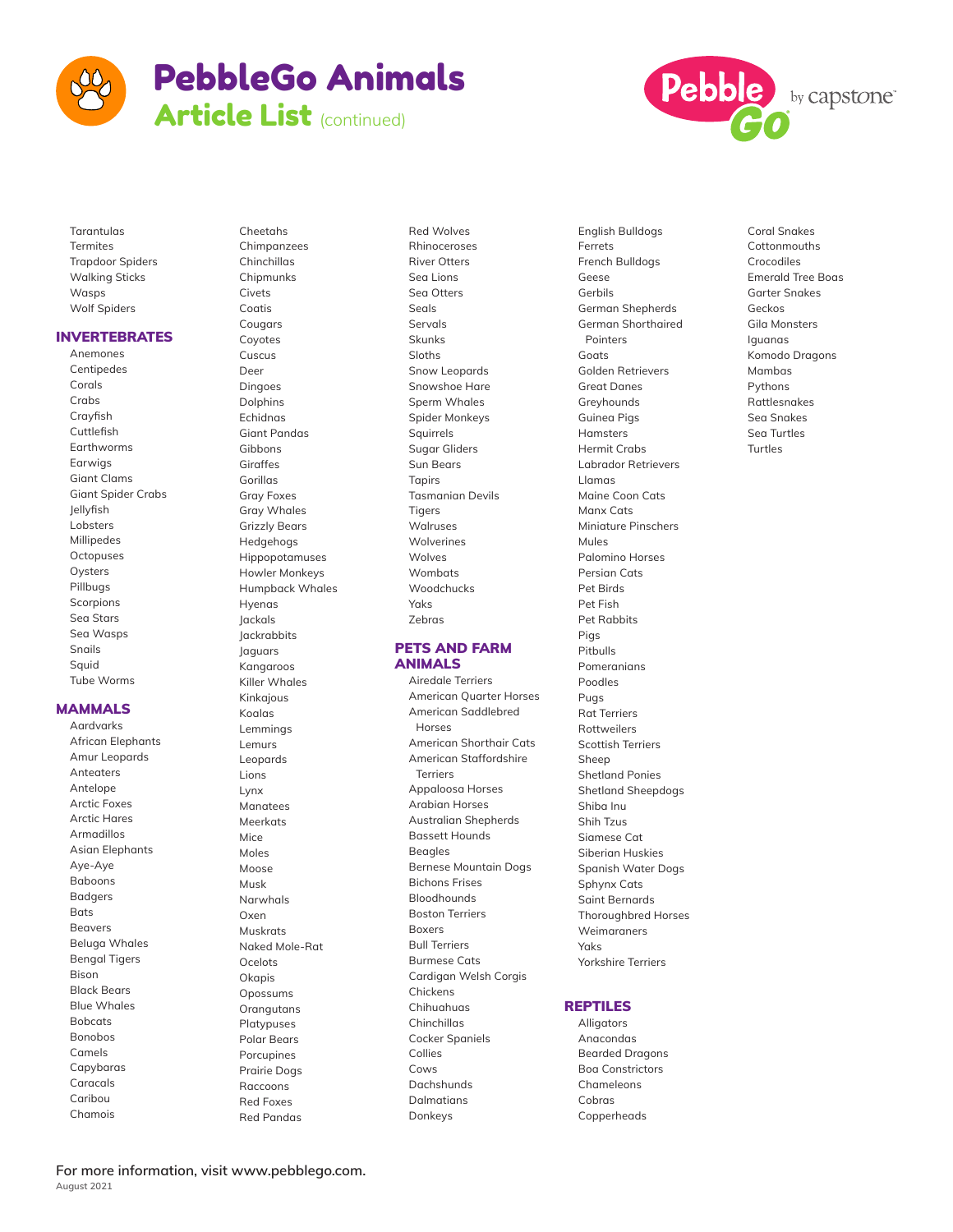# PebbleGo Animals

## Article List (continued)

- Tarantulas
- Termites
- Trapdoor Spiders
- Walking Sticks
- Wasps
- Wolf Spiders

## INVERTEBRATES

- Anemones
- Centipedes
- Corals
- Crabs
- Crayfish
- Cuttlefish
- Earthworms
- Earwigs
- Giant Clams
- Giant Spider Crabs
- Jellyfish
- Lobsters
- Millipedes
- Octopuses
- Oysters
- Pillbugs
- Scorpions
- Sea Stars
- Sea Wasps
- Snails
- Squid
- Tube Worms

## MAMMALS

- Aardvarks
- African Elephants
- Amur Leopards
- Anteaters
- Antelope
- Arctic Foxes
- Arctic Hares
- Armadillos
- Asian Elephants
- Aye-Aye
- Baboons
- Badgers
- Bats
- Beavers
- Beluga Whales
- Bengal Tigers
- Bison
- Black Bears
- Blue Whales
- Bobcats
- Bonobos
- Camels
- Capybaras
- Caracals
- Caribou
- Chamois
- Cheetahs
- Chimpanzees
- Chinchillas
- Chipmunks
- Civets
- Coatis
- Cougars
- Coyotes
- Cuscus
- Deer
- Dingoes
- Dolphins
- Echidnas
- Giant Pandas
- Gibbons
- Giraffes
- Gorillas
- Gray Foxes
- Gray Whales
- Grizzly Bears
- Hedgehogs
- Hippopotamuses
- Howler Monkeys
- Humpback Whales
- Hyenas
- Jackals
- Jackrabbits
- Jaguars
- Kangaroos
- Killer Whales
- Kinkajous
- Koalas
- Lemmings
- Lemurs
- Leopards
- Lions
- Lynx
- Manatees
- Meerkats
- Mice
- Moles
- Moose
- Musk
- Narwhals
- Oxen
- Muskrats
- Naked Mole-Rat
- Ocelots
- Okapis
- Opossums
- Orangutans
- Platypuses
- Polar Bears
- Porcupines
- Prairie Dogs
- Raccoons
- Red Foxes
- Red Pandas
- Red Wolves
- Rhinoceroses
- River Otters
- Sea Lions
- Sea Otters
- Seals
- Servals
- Skunks
- Sloths
- Snow Leopards
- Snowshoe Hare
- Sperm Whales
- Spider Monkeys
- Squirrels
- Sugar Gliders
- Sun Bears
- Tapirs
- Tasmanian Devils
- Tigers
- Walruses
- Wolverines
- Wolves
- Wombats
- Woodchucks
- Yaks
- Zebras

## PETS AND FARM ANIMALS

- Airedale Terriers
- American Quarter Horses
- American Saddlebred Horses
- American Shorthair Cats
- American Staffordshire Terriers
- Appaloosa Horses
- Arabian Horses
- Australian Shepherds
- Bassett Hounds
- Beagles
- Bernese Mountain Dogs
- Bichons Frises
- Bloodhounds
- Boston Terriers
- Boxers
- Bull Terriers
- Burmese Cats
- Cardigan Welsh Corgis
- Chickens
- Chihuahuas
- Chinchillas
- Cocker Spaniels
- Collies
- Cows
- Dachshunds
- Dalmatians
- Donkeys
- English Bulldogs
- Ferrets
- French Bulldogs
- Geese
- Gerbils
- German Shepherds
- German Shorthaired Pointers
- Goats
- Golden Retrievers
- Great Danes
- Greyhounds
- Guinea Pigs
- Hamsters
- Hermit Crabs
- Labrador Retrievers
- Llamas
- Maine Coon Cats
- Manx Cats
- Miniature Pinschers
- Mules
- Palomino Horses
- Persian Cats
- Pet Birds
- Pet Fish
- Pet Rabbits
- Pigs
- Pitbulls
- Pomeranians
- Poodles
- Pugs
- Rat Terriers
- Rottweilers
- Scottish Terriers
- Sheep
- Shetland Ponies
- Shetland Sheepdogs
- Shiba Inu
- Shih Tzus
- Siamese Cat
- Siberian Huskies
- Spanish Water Dogs
- Sphynx Cats
- Saint Bernards
- Thoroughbred Horses
- Weimaraners
- Yaks
- Yorkshire Terriers

## REPTILES

- Alligators
- Anacondas
- Bearded Dragons
- Boa Constrictors
- Chameleons
- Cobras
- Copperheads
- Coral Snakes
- Cottonmouths
- Crocodiles
- Emerald Tree Boas
- Garter Snakes
- Geckos
- Gila Monsters
- Iguanas
- Komodo Dragons
- Mambas
- Pythons
- Rattlesnakes
- Sea Snakes
- Sea Turtles
- Turtles

For more information, visit www.pebblego.com.

August 2021